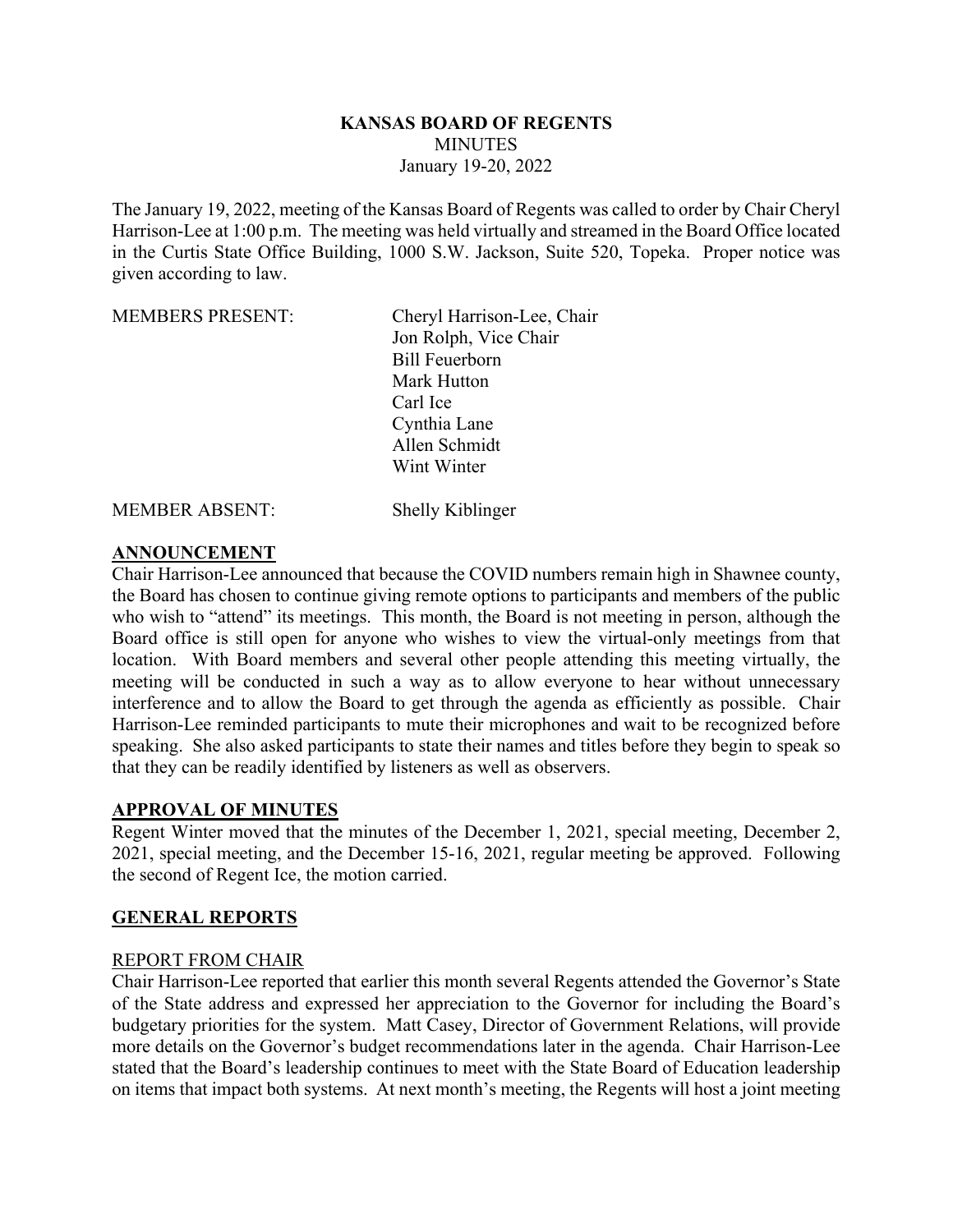**KANSAS BOARD OF REGENTS**
MINUTES
January 19-20, 2022

The January 19, 2022, meeting of the Kansas Board of Regents was called to order by Chair Cheryl Harrison-Lee at 1:00 p.m. The meeting was held virtually and streamed in the Board Office located in the Curtis State Office Building, 1000 S.W. Jackson, Suite 520, Topeka. Proper notice was given according to law.

MEMBERS PRESENT:
- Cheryl Harrison-Lee, Chair
- Jon Rolph, Vice Chair
- Bill Feuerborn
- Mark Hutton
- Carl Ice
- Cynthia Lane
- Allen Schmidt
- Wint Winter

MEMBER ABSENT: Shelly Kiblinger

## ANNOUNCEMENT

Chair Harrison-Lee announced that because the COVID numbers remain high in Shawnee county, the Board has chosen to continue giving remote options to participants and members of the public who wish to "attend" its meetings. This month, the Board is not meeting in person, although the Board office is still open for anyone who wishes to view the virtual-only meetings from that location. With Board members and several other people attending this meeting virtually, the meeting will be conducted in such a way as to allow everyone to hear without unnecessary interference and to allow the Board to get through the agenda as efficiently as possible. Chair Harrison-Lee reminded participants to mute their microphones and wait to be recognized before speaking. She also asked participants to state their names and titles before they begin to speak so that they can be readily identified by listeners as well as observers.

## APPROVAL OF MINUTES

Regent Winter moved that the minutes of the December 1, 2021, special meeting, December 2, 2021, special meeting, and the December 15-16, 2021, regular meeting be approved. Following the second of Regent Ice, the motion carried.

## GENERAL REPORTS

### REPORT FROM CHAIR

Chair Harrison-Lee reported that earlier this month several Regents attended the Governor's State of the State address and expressed her appreciation to the Governor for including the Board's budgetary priorities for the system. Matt Casey, Director of Government Relations, will provide more details on the Governor's budget recommendations later in the agenda. Chair Harrison-Lee stated that the Board's leadership continues to meet with the State Board of Education leadership on items that impact both systems. At next month's meeting, the Regents will host a joint meeting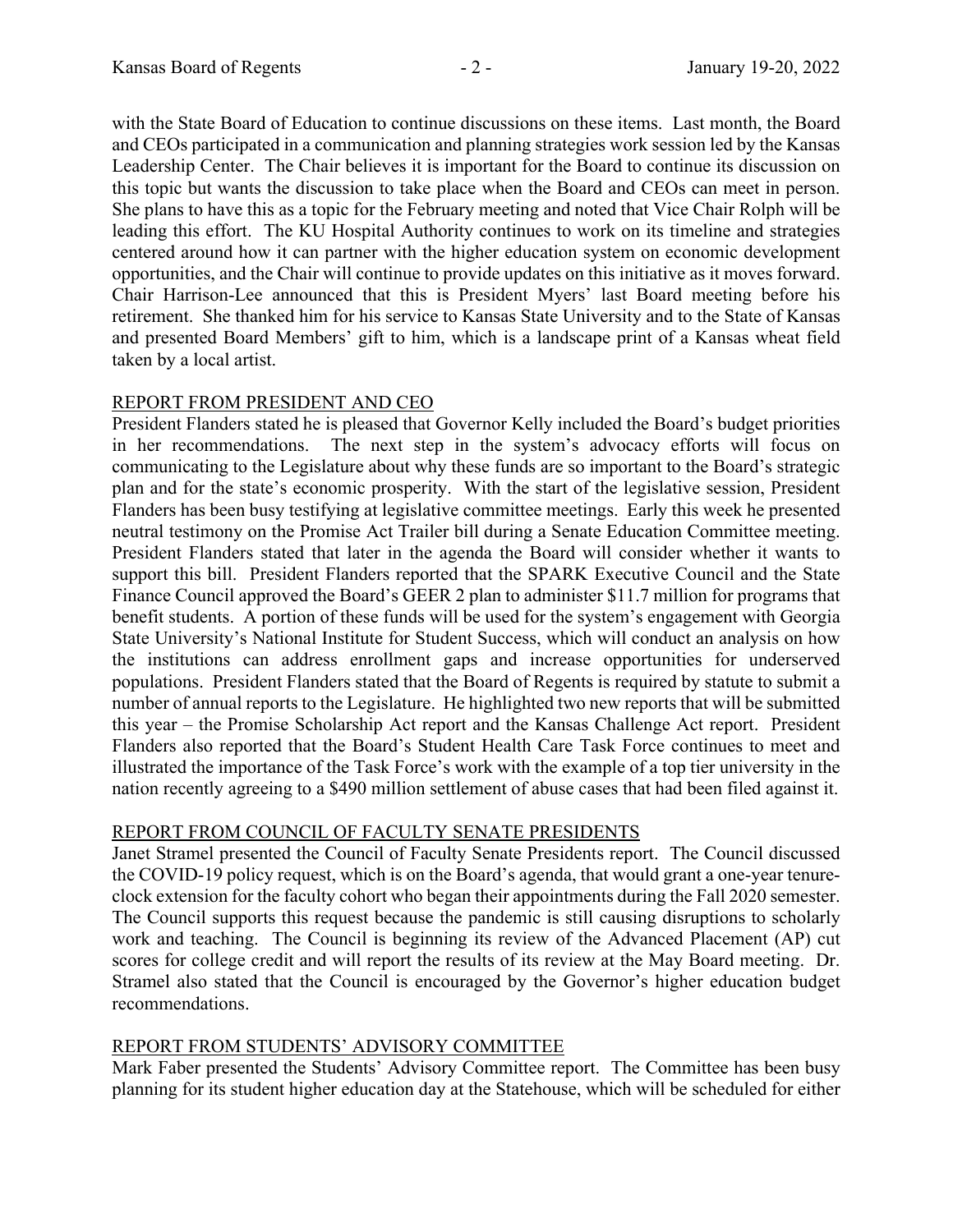with the State Board of Education to continue discussions on these items. Last month, the Board and CEOs participated in a communication and planning strategies work session led by the Kansas Leadership Center. The Chair believes it is important for the Board to continue its discussion on this topic but wants the discussion to take place when the Board and CEOs can meet in person. She plans to have this as a topic for the February meeting and noted that Vice Chair Rolph will be leading this effort. The KU Hospital Authority continues to work on its timeline and strategies centered around how it can partner with the higher education system on economic development opportunities, and the Chair will continue to provide updates on this initiative as it moves forward. Chair Harrison-Lee announced that this is President Myers' last Board meeting before his retirement. She thanked him for his service to Kansas State University and to the State of Kansas and presented Board Members' gift to him, which is a landscape print of a Kansas wheat field taken by a local artist.

## REPORT FROM PRESIDENT AND CEO

President Flanders stated he is pleased that Governor Kelly included the Board's budget priorities in her recommendations. The next step in the system's advocacy efforts will focus on communicating to the Legislature about why these funds are so important to the Board's strategic plan and for the state's economic prosperity. With the start of the legislative session, President Flanders has been busy testifying at legislative committee meetings. Early this week he presented neutral testimony on the Promise Act Trailer bill during a Senate Education Committee meeting. President Flanders stated that later in the agenda the Board will consider whether it wants to support this bill. President Flanders reported that the SPARK Executive Council and the State Finance Council approved the Board's GEER 2 plan to administer $11.7 million for programs that benefit students. A portion of these funds will be used for the system's engagement with Georgia State University's National Institute for Student Success, which will conduct an analysis on how the institutions can address enrollment gaps and increase opportunities for underserved populations. President Flanders stated that the Board of Regents is required by statute to submit a number of annual reports to the Legislature. He highlighted two new reports that will be submitted this year – the Promise Scholarship Act report and the Kansas Challenge Act report. President Flanders also reported that the Board's Student Health Care Task Force continues to meet and illustrated the importance of the Task Force's work with the example of a top tier university in the nation recently agreeing to a $490 million settlement of abuse cases that had been filed against it.

## REPORT FROM COUNCIL OF FACULTY SENATE PRESIDENTS

Janet Stramel presented the Council of Faculty Senate Presidents report. The Council discussed the COVID-19 policy request, which is on the Board's agenda, that would grant a one-year tenure-clock extension for the faculty cohort who began their appointments during the Fall 2020 semester. The Council supports this request because the pandemic is still causing disruptions to scholarly work and teaching. The Council is beginning its review of the Advanced Placement (AP) cut scores for college credit and will report the results of its review at the May Board meeting. Dr. Stramel also stated that the Council is encouraged by the Governor's higher education budget recommendations.

## REPORT FROM STUDENTS' ADVISORY COMMITTEE

Mark Faber presented the Students' Advisory Committee report. The Committee has been busy planning for its student higher education day at the Statehouse, which will be scheduled for either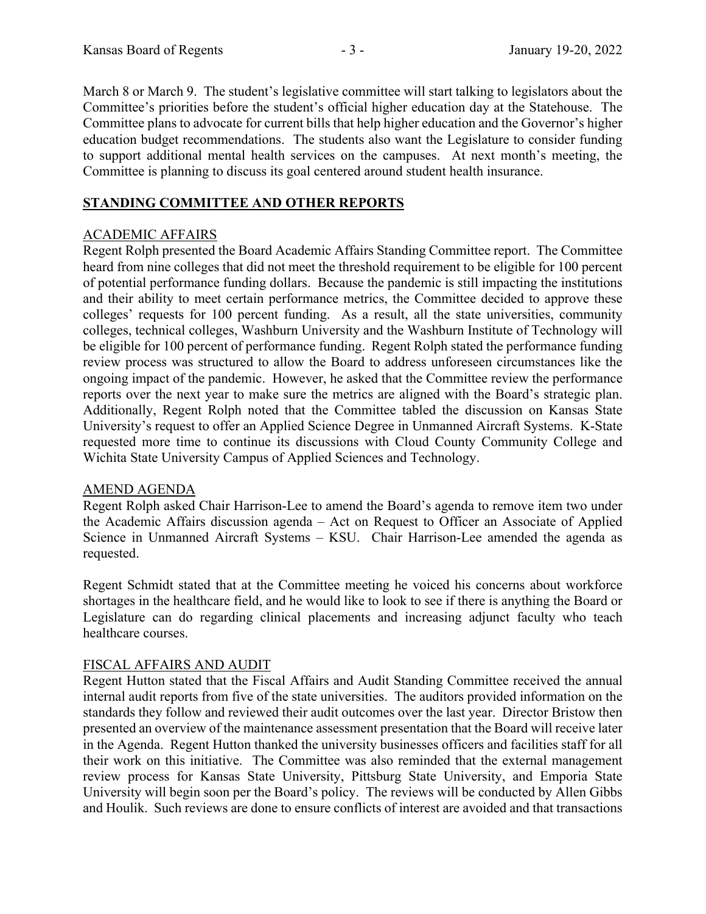March 8 or March 9. The student's legislative committee will start talking to legislators about the Committee's priorities before the student's official higher education day at the Statehouse. The Committee plans to advocate for current bills that help higher education and the Governor's higher education budget recommendations. The students also want the Legislature to consider funding to support additional mental health services on the campuses. At next month's meeting, the Committee is planning to discuss its goal centered around student health insurance.

## STANDING COMMITTEE AND OTHER REPORTS

### ACADEMIC AFFAIRS

Regent Rolph presented the Board Academic Affairs Standing Committee report. The Committee heard from nine colleges that did not meet the threshold requirement to be eligible for 100 percent of potential performance funding dollars. Because the pandemic is still impacting the institutions and their ability to meet certain performance metrics, the Committee decided to approve these colleges' requests for 100 percent funding. As a result, all the state universities, community colleges, technical colleges, Washburn University and the Washburn Institute of Technology will be eligible for 100 percent of performance funding. Regent Rolph stated the performance funding review process was structured to allow the Board to address unforeseen circumstances like the ongoing impact of the pandemic. However, he asked that the Committee review the performance reports over the next year to make sure the metrics are aligned with the Board's strategic plan. Additionally, Regent Rolph noted that the Committee tabled the discussion on Kansas State University's request to offer an Applied Science Degree in Unmanned Aircraft Systems. K-State requested more time to continue its discussions with Cloud County Community College and Wichita State University Campus of Applied Sciences and Technology.

### AMEND AGENDA

Regent Rolph asked Chair Harrison-Lee to amend the Board's agenda to remove item two under the Academic Affairs discussion agenda – Act on Request to Officer an Associate of Applied Science in Unmanned Aircraft Systems – KSU. Chair Harrison-Lee amended the agenda as requested.

Regent Schmidt stated that at the Committee meeting he voiced his concerns about workforce shortages in the healthcare field, and he would like to look to see if there is anything the Board or Legislature can do regarding clinical placements and increasing adjunct faculty who teach healthcare courses.

### FISCAL AFFAIRS AND AUDIT

Regent Hutton stated that the Fiscal Affairs and Audit Standing Committee received the annual internal audit reports from five of the state universities. The auditors provided information on the standards they follow and reviewed their audit outcomes over the last year. Director Bristow then presented an overview of the maintenance assessment presentation that the Board will receive later in the Agenda. Regent Hutton thanked the university businesses officers and facilities staff for all their work on this initiative. The Committee was also reminded that the external management review process for Kansas State University, Pittsburg State University, and Emporia State University will begin soon per the Board's policy. The reviews will be conducted by Allen Gibbs and Houlik. Such reviews are done to ensure conflicts of interest are avoided and that transactions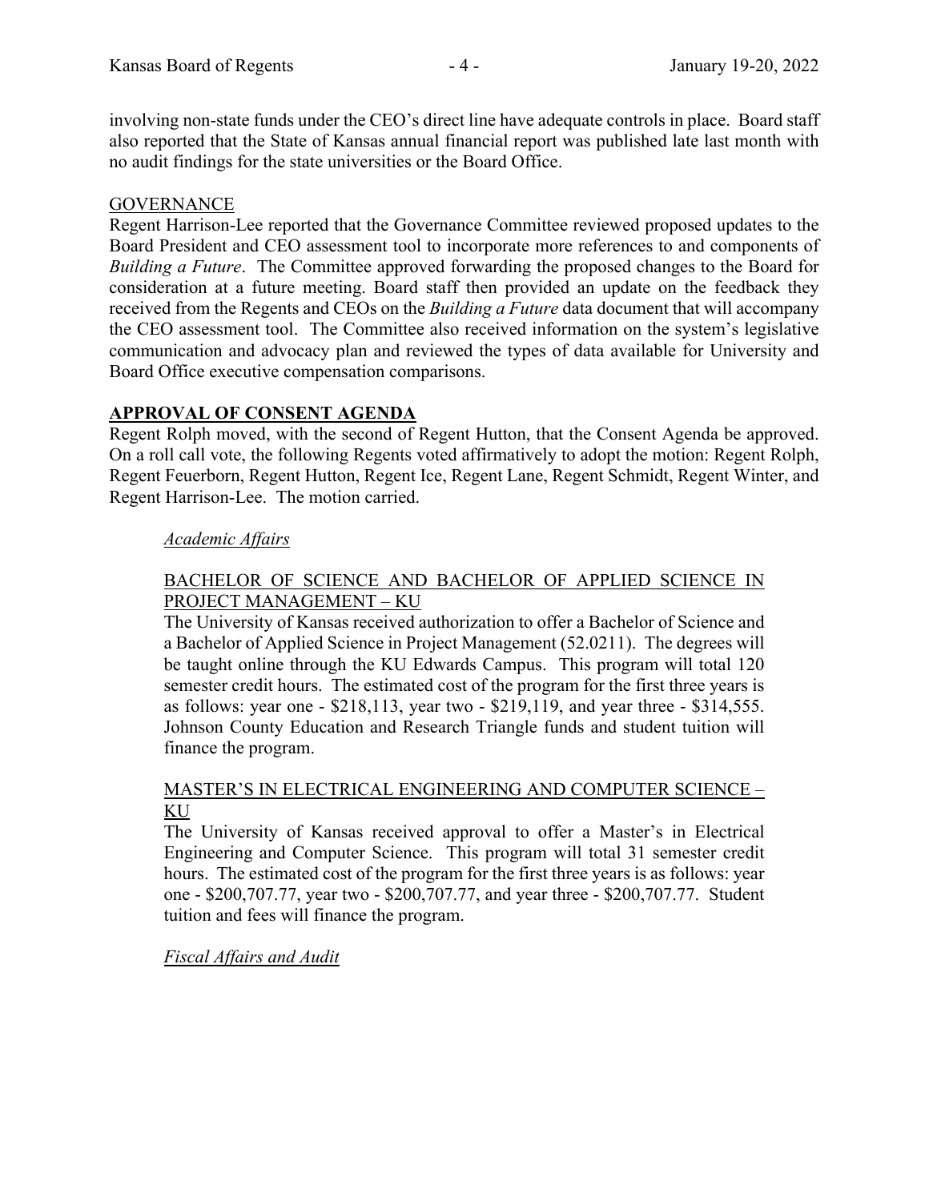involving non-state funds under the CEO's direct line have adequate controls in place. Board staff also reported that the State of Kansas annual financial report was published late last month with no audit findings for the state universities or the Board Office.

GOVERNANCE

Regent Harrison-Lee reported that the Governance Committee reviewed proposed updates to the Board President and CEO assessment tool to incorporate more references to and components of *Building a Future*. The Committee approved forwarding the proposed changes to the Board for consideration at a future meeting. Board staff then provided an update on the feedback they received from the Regents and CEOs on the *Building a Future* data document that will accompany the CEO assessment tool. The Committee also received information on the system's legislative communication and advocacy plan and reviewed the types of data available for University and Board Office executive compensation comparisons.

## APPROVAL OF CONSENT AGENDA

Regent Rolph moved, with the second of Regent Hutton, that the Consent Agenda be approved. On a roll call vote, the following Regents voted affirmatively to adopt the motion: Regent Rolph, Regent Feuerborn, Regent Hutton, Regent Ice, Regent Lane, Regent Schmidt, Regent Winter, and Regent Harrison-Lee. The motion carried.

*Academic Affairs*

BACHELOR OF SCIENCE AND BACHELOR OF APPLIED SCIENCE IN PROJECT MANAGEMENT – KU

The University of Kansas received authorization to offer a Bachelor of Science and a Bachelor of Applied Science in Project Management (52.0211). The degrees will be taught online through the KU Edwards Campus. This program will total 120 semester credit hours. The estimated cost of the program for the first three years is as follows: year one - $218,113, year two - $219,119, and year three - $314,555. Johnson County Education and Research Triangle funds and student tuition will finance the program.

MASTER'S IN ELECTRICAL ENGINEERING AND COMPUTER SCIENCE – KU

The University of Kansas received approval to offer a Master's in Electrical Engineering and Computer Science. This program will total 31 semester credit hours. The estimated cost of the program for the first three years is as follows: year one - $200,707.77, year two - $200,707.77, and year three - $200,707.77. Student tuition and fees will finance the program.

*Fiscal Affairs and Audit*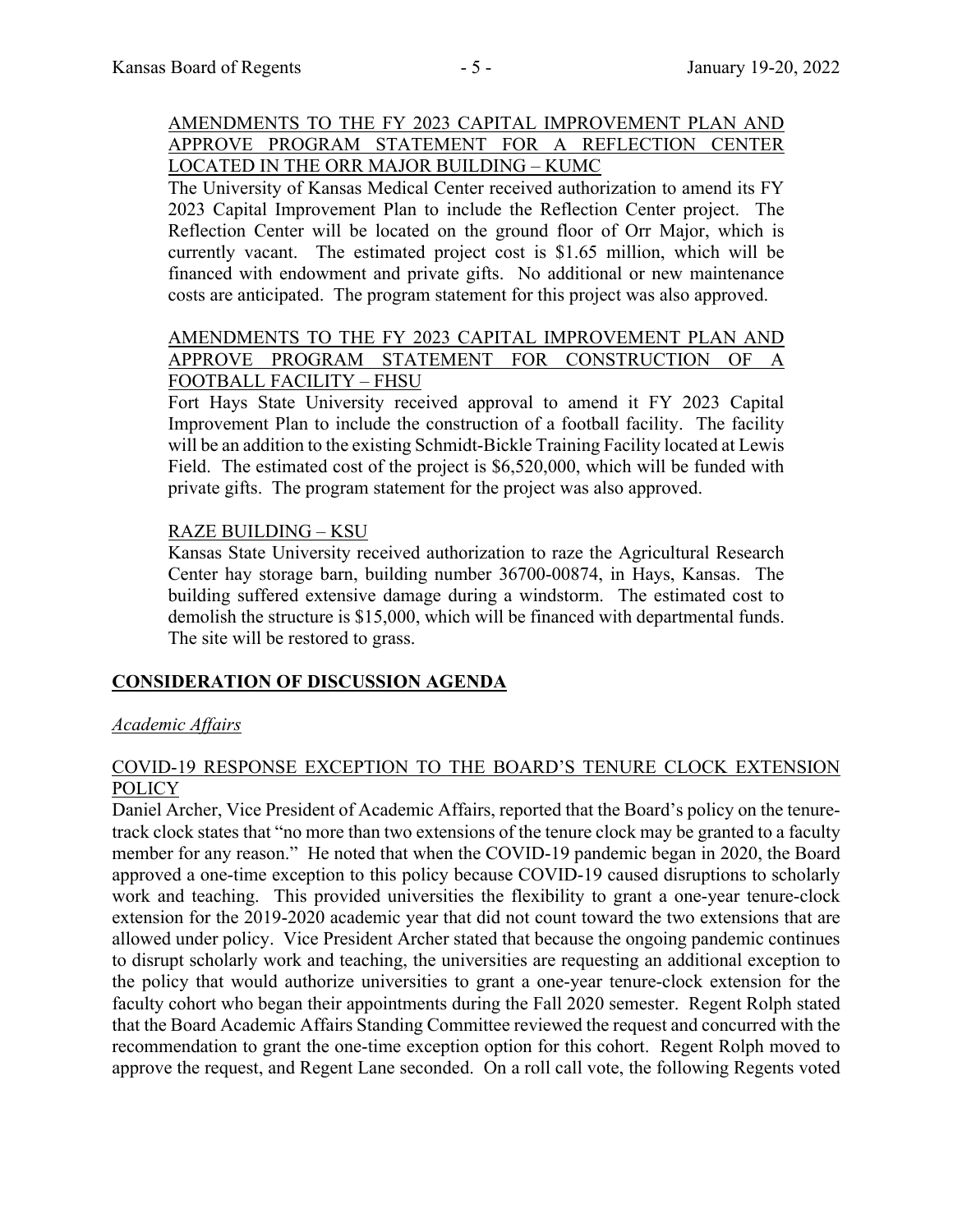AMENDMENTS TO THE FY 2023 CAPITAL IMPROVEMENT PLAN AND APPROVE PROGRAM STATEMENT FOR A REFLECTION CENTER LOCATED IN THE ORR MAJOR BUILDING – KUMC

The University of Kansas Medical Center received authorization to amend its FY 2023 Capital Improvement Plan to include the Reflection Center project. The Reflection Center will be located on the ground floor of Orr Major, which is currently vacant. The estimated project cost is $1.65 million, which will be financed with endowment and private gifts. No additional or new maintenance costs are anticipated. The program statement for this project was also approved.

AMENDMENTS TO THE FY 2023 CAPITAL IMPROVEMENT PLAN AND APPROVE PROGRAM STATEMENT FOR CONSTRUCTION OF A FOOTBALL FACILITY – FHSU

Fort Hays State University received approval to amend it FY 2023 Capital Improvement Plan to include the construction of a football facility. The facility will be an addition to the existing Schmidt-Bickle Training Facility located at Lewis Field. The estimated cost of the project is $6,520,000, which will be funded with private gifts. The program statement for the project was also approved.

RAZE BUILDING – KSU

Kansas State University received authorization to raze the Agricultural Research Center hay storage barn, building number 36700-00874, in Hays, Kansas. The building suffered extensive damage during a windstorm. The estimated cost to demolish the structure is $15,000, which will be financed with departmental funds. The site will be restored to grass.

## CONSIDERATION OF DISCUSSION AGENDA

*Academic Affairs*

COVID-19 RESPONSE EXCEPTION TO THE BOARD'S TENURE CLOCK EXTENSION POLICY

Daniel Archer, Vice President of Academic Affairs, reported that the Board's policy on the tenure-track clock states that "no more than two extensions of the tenure clock may be granted to a faculty member for any reason." He noted that when the COVID-19 pandemic began in 2020, the Board approved a one-time exception to this policy because COVID-19 caused disruptions to scholarly work and teaching. This provided universities the flexibility to grant a one-year tenure-clock extension for the 2019-2020 academic year that did not count toward the two extensions that are allowed under policy. Vice President Archer stated that because the ongoing pandemic continues to disrupt scholarly work and teaching, the universities are requesting an additional exception to the policy that would authorize universities to grant a one-year tenure-clock extension for the faculty cohort who began their appointments during the Fall 2020 semester. Regent Rolph stated that the Board Academic Affairs Standing Committee reviewed the request and concurred with the recommendation to grant the one-time exception option for this cohort. Regent Rolph moved to approve the request, and Regent Lane seconded. On a roll call vote, the following Regents voted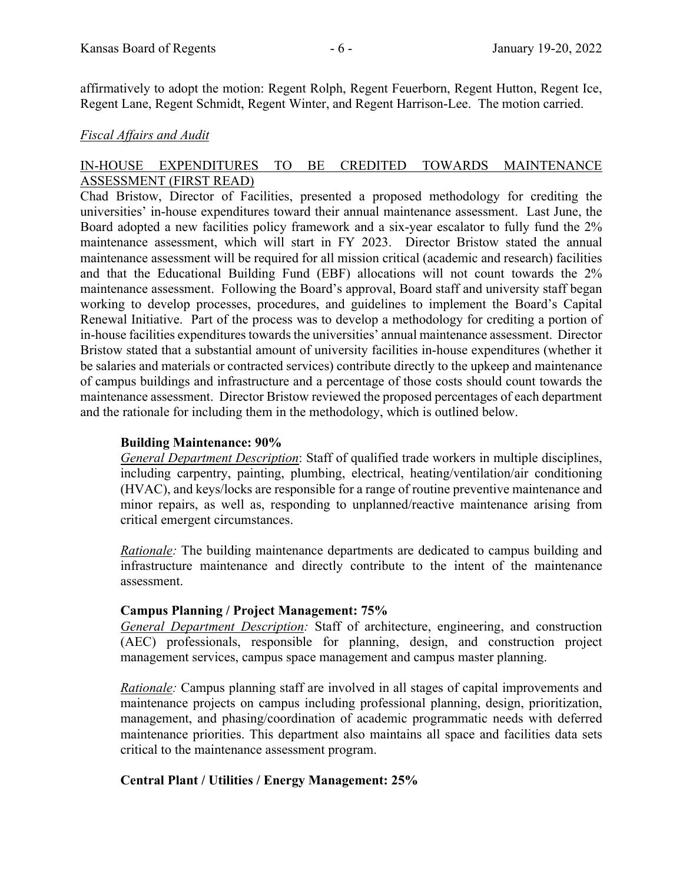affirmatively to adopt the motion: Regent Rolph, Regent Feuerborn, Regent Hutton, Regent Ice, Regent Lane, Regent Schmidt, Regent Winter, and Regent Harrison-Lee. The motion carried.

*Fiscal Affairs and Audit*

IN-HOUSE EXPENDITURES TO BE CREDITED TOWARDS MAINTENANCE ASSESSMENT (FIRST READ)

Chad Bristow, Director of Facilities, presented a proposed methodology for crediting the universities' in-house expenditures toward their annual maintenance assessment. Last June, the Board adopted a new facilities policy framework and a six-year escalator to fully fund the 2% maintenance assessment, which will start in FY 2023. Director Bristow stated the annual maintenance assessment will be required for all mission critical (academic and research) facilities and that the Educational Building Fund (EBF) allocations will not count towards the 2% maintenance assessment. Following the Board's approval, Board staff and university staff began working to develop processes, procedures, and guidelines to implement the Board's Capital Renewal Initiative. Part of the process was to develop a methodology for crediting a portion of in-house facilities expenditures towards the universities' annual maintenance assessment. Director Bristow stated that a substantial amount of university facilities in-house expenditures (whether it be salaries and materials or contracted services) contribute directly to the upkeep and maintenance of campus buildings and infrastructure and a percentage of those costs should count towards the maintenance assessment. Director Bristow reviewed the proposed percentages of each department and the rationale for including them in the methodology, which is outlined below.

**Building Maintenance: 90%**

*General Department Description*: Staff of qualified trade workers in multiple disciplines, including carpentry, painting, plumbing, electrical, heating/ventilation/air conditioning (HVAC), and keys/locks are responsible for a range of routine preventive maintenance and minor repairs, as well as, responding to unplanned/reactive maintenance arising from critical emergent circumstances.

*Rationale:* The building maintenance departments are dedicated to campus building and infrastructure maintenance and directly contribute to the intent of the maintenance assessment.

**Campus Planning / Project Management: 75%**

*General Department Description:* Staff of architecture, engineering, and construction (AEC) professionals, responsible for planning, design, and construction project management services, campus space management and campus master planning.

*Rationale:* Campus planning staff are involved in all stages of capital improvements and maintenance projects on campus including professional planning, design, prioritization, management, and phasing/coordination of academic programmatic needs with deferred maintenance priorities. This department also maintains all space and facilities data sets critical to the maintenance assessment program.

**Central Plant / Utilities / Energy Management: 25%**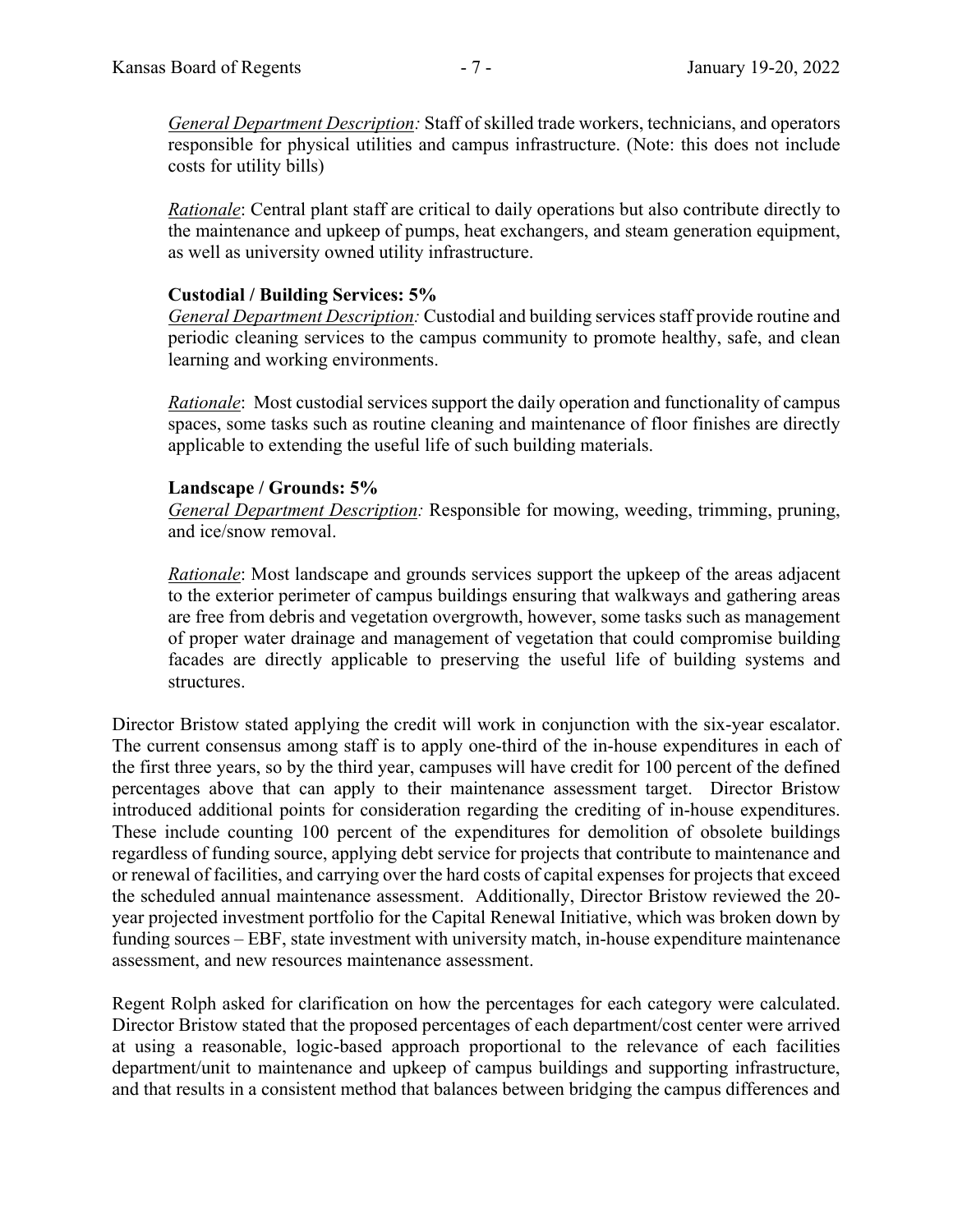*General Department Description:* Staff of skilled trade workers, technicians, and operators responsible for physical utilities and campus infrastructure. (Note: this does not include costs for utility bills)

*Rationale*: Central plant staff are critical to daily operations but also contribute directly to the maintenance and upkeep of pumps, heat exchangers, and steam generation equipment, as well as university owned utility infrastructure.

**Custodial / Building Services: 5%**
*General Department Description:* Custodial and building services staff provide routine and periodic cleaning services to the campus community to promote healthy, safe, and clean learning and working environments.

*Rationale*: Most custodial services support the daily operation and functionality of campus spaces, some tasks such as routine cleaning and maintenance of floor finishes are directly applicable to extending the useful life of such building materials.

**Landscape / Grounds: 5%**
*General Department Description:* Responsible for mowing, weeding, trimming, pruning, and ice/snow removal.

*Rationale*: Most landscape and grounds services support the upkeep of the areas adjacent to the exterior perimeter of campus buildings ensuring that walkways and gathering areas are free from debris and vegetation overgrowth, however, some tasks such as management of proper water drainage and management of vegetation that could compromise building facades are directly applicable to preserving the useful life of building systems and structures.

Director Bristow stated applying the credit will work in conjunction with the six-year escalator. The current consensus among staff is to apply one-third of the in-house expenditures in each of the first three years, so by the third year, campuses will have credit for 100 percent of the defined percentages above that can apply to their maintenance assessment target. Director Bristow introduced additional points for consideration regarding the crediting of in-house expenditures. These include counting 100 percent of the expenditures for demolition of obsolete buildings regardless of funding source, applying debt service for projects that contribute to maintenance and or renewal of facilities, and carrying over the hard costs of capital expenses for projects that exceed the scheduled annual maintenance assessment. Additionally, Director Bristow reviewed the 20-year projected investment portfolio for the Capital Renewal Initiative, which was broken down by funding sources – EBF, state investment with university match, in-house expenditure maintenance assessment, and new resources maintenance assessment.

Regent Rolph asked for clarification on how the percentages for each category were calculated. Director Bristow stated that the proposed percentages of each department/cost center were arrived at using a reasonable, logic-based approach proportional to the relevance of each facilities department/unit to maintenance and upkeep of campus buildings and supporting infrastructure, and that results in a consistent method that balances between bridging the campus differences and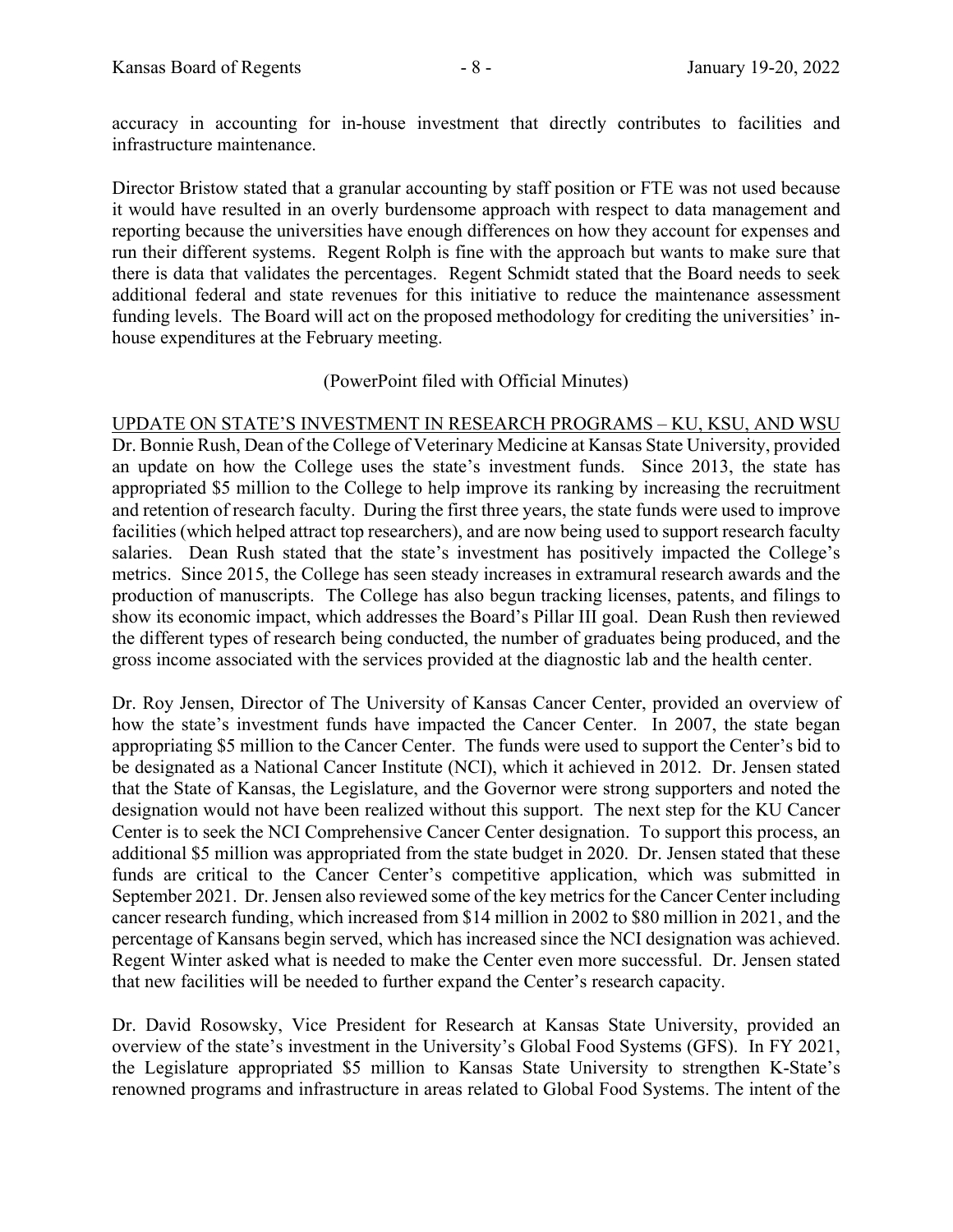accuracy in accounting for in-house investment that directly contributes to facilities and infrastructure maintenance.

Director Bristow stated that a granular accounting by staff position or FTE was not used because it would have resulted in an overly burdensome approach with respect to data management and reporting because the universities have enough differences on how they account for expenses and run their different systems. Regent Rolph is fine with the approach but wants to make sure that there is data that validates the percentages. Regent Schmidt stated that the Board needs to seek additional federal and state revenues for this initiative to reduce the maintenance assessment funding levels. The Board will act on the proposed methodology for crediting the universities' in-house expenditures at the February meeting.

(PowerPoint filed with Official Minutes)

UPDATE ON STATE'S INVESTMENT IN RESEARCH PROGRAMS – KU, KSU, AND WSU

Dr. Bonnie Rush, Dean of the College of Veterinary Medicine at Kansas State University, provided an update on how the College uses the state's investment funds. Since 2013, the state has appropriated $5 million to the College to help improve its ranking by increasing the recruitment and retention of research faculty. During the first three years, the state funds were used to improve facilities (which helped attract top researchers), and are now being used to support research faculty salaries. Dean Rush stated that the state's investment has positively impacted the College's metrics. Since 2015, the College has seen steady increases in extramural research awards and the production of manuscripts. The College has also begun tracking licenses, patents, and filings to show its economic impact, which addresses the Board's Pillar III goal. Dean Rush then reviewed the different types of research being conducted, the number of graduates being produced, and the gross income associated with the services provided at the diagnostic lab and the health center.

Dr. Roy Jensen, Director of The University of Kansas Cancer Center, provided an overview of how the state's investment funds have impacted the Cancer Center. In 2007, the state began appropriating $5 million to the Cancer Center. The funds were used to support the Center's bid to be designated as a National Cancer Institute (NCI), which it achieved in 2012. Dr. Jensen stated that the State of Kansas, the Legislature, and the Governor were strong supporters and noted the designation would not have been realized without this support. The next step for the KU Cancer Center is to seek the NCI Comprehensive Cancer Center designation. To support this process, an additional $5 million was appropriated from the state budget in 2020. Dr. Jensen stated that these funds are critical to the Cancer Center's competitive application, which was submitted in September 2021. Dr. Jensen also reviewed some of the key metrics for the Cancer Center including cancer research funding, which increased from $14 million in 2002 to $80 million in 2021, and the percentage of Kansans begin served, which has increased since the NCI designation was achieved. Regent Winter asked what is needed to make the Center even more successful. Dr. Jensen stated that new facilities will be needed to further expand the Center's research capacity.

Dr. David Rosowsky, Vice President for Research at Kansas State University, provided an overview of the state's investment in the University's Global Food Systems (GFS). In FY 2021, the Legislature appropriated $5 million to Kansas State University to strengthen K-State's renowned programs and infrastructure in areas related to Global Food Systems. The intent of the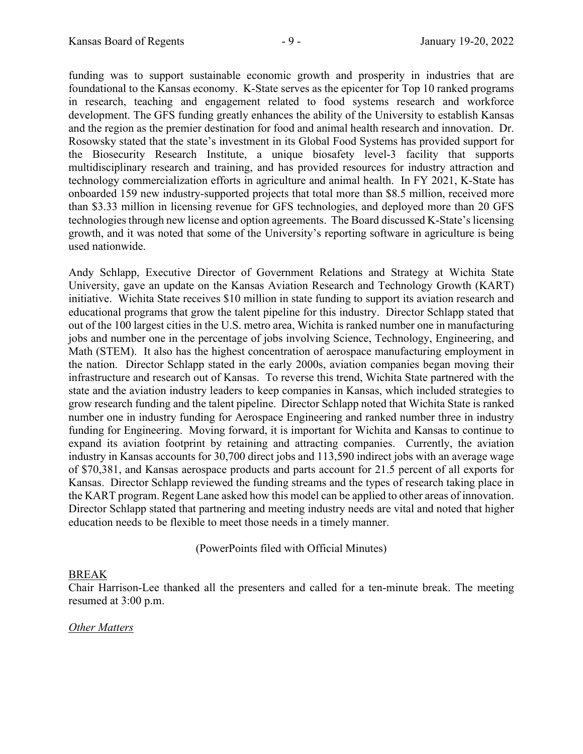funding was to support sustainable economic growth and prosperity in industries that are foundational to the Kansas economy. K-State serves as the epicenter for Top 10 ranked programs in research, teaching and engagement related to food systems research and workforce development. The GFS funding greatly enhances the ability of the University to establish Kansas and the region as the premier destination for food and animal health research and innovation. Dr. Rosowsky stated that the state's investment in its Global Food Systems has provided support for the Biosecurity Research Institute, a unique biosafety level-3 facility that supports multidisciplinary research and training, and has provided resources for industry attraction and technology commercialization efforts in agriculture and animal health. In FY 2021, K-State has onboarded 159 new industry-supported projects that total more than $8.5 million, received more than $3.33 million in licensing revenue for GFS technologies, and deployed more than 20 GFS technologies through new license and option agreements. The Board discussed K-State's licensing growth, and it was noted that some of the University's reporting software in agriculture is being used nationwide.

Andy Schlapp, Executive Director of Government Relations and Strategy at Wichita State University, gave an update on the Kansas Aviation Research and Technology Growth (KART) initiative. Wichita State receives $10 million in state funding to support its aviation research and educational programs that grow the talent pipeline for this industry. Director Schlapp stated that out of the 100 largest cities in the U.S. metro area, Wichita is ranked number one in manufacturing jobs and number one in the percentage of jobs involving Science, Technology, Engineering, and Math (STEM). It also has the highest concentration of aerospace manufacturing employment in the nation. Director Schlapp stated in the early 2000s, aviation companies began moving their infrastructure and research out of Kansas. To reverse this trend, Wichita State partnered with the state and the aviation industry leaders to keep companies in Kansas, which included strategies to grow research funding and the talent pipeline. Director Schlapp noted that Wichita State is ranked number one in industry funding for Aerospace Engineering and ranked number three in industry funding for Engineering. Moving forward, it is important for Wichita and Kansas to continue to expand its aviation footprint by retaining and attracting companies. Currently, the aviation industry in Kansas accounts for 30,700 direct jobs and 113,590 indirect jobs with an average wage of $70,381, and Kansas aerospace products and parts account for 21.5 percent of all exports for Kansas. Director Schlapp reviewed the funding streams and the types of research taking place in the KART program. Regent Lane asked how this model can be applied to other areas of innovation. Director Schlapp stated that partnering and meeting industry needs are vital and noted that higher education needs to be flexible to meet those needs in a timely manner.

(PowerPoints filed with Official Minutes)

<u>BREAK</u>

Chair Harrison-Lee thanked all the presenters and called for a ten-minute break. The meeting resumed at 3:00 p.m.

*<u>Other Matters</u>*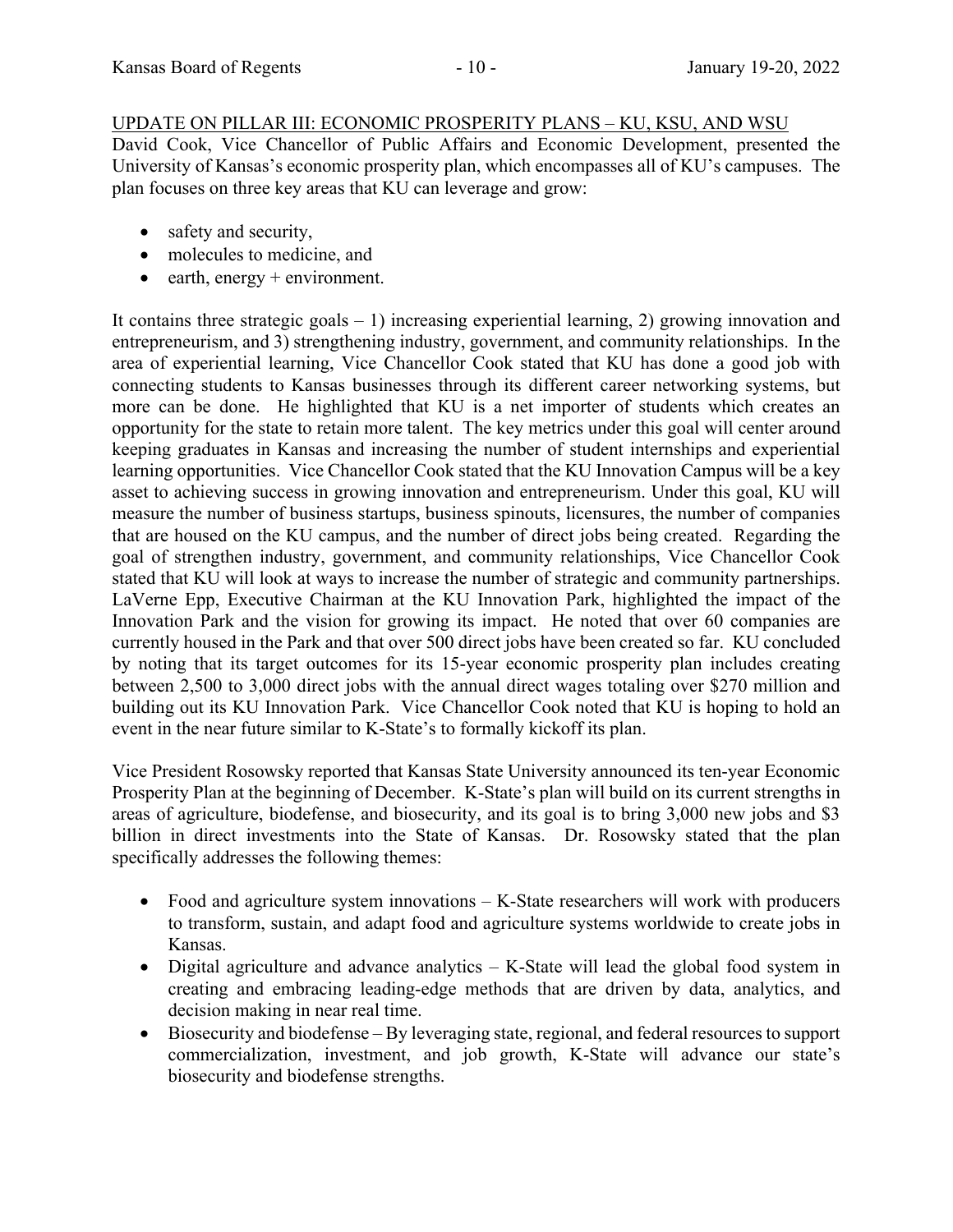UPDATE ON PILLAR III: ECONOMIC PROSPERITY PLANS – KU, KSU, AND WSU

David Cook, Vice Chancellor of Public Affairs and Economic Development, presented the University of Kansas's economic prosperity plan, which encompasses all of KU's campuses. The plan focuses on three key areas that KU can leverage and grow:

- safety and security,
- molecules to medicine, and
- earth, energy + environment.

It contains three strategic goals – 1) increasing experiential learning, 2) growing innovation and entrepreneurism, and 3) strengthening industry, government, and community relationships. In the area of experiential learning, Vice Chancellor Cook stated that KU has done a good job with connecting students to Kansas businesses through its different career networking systems, but more can be done. He highlighted that KU is a net importer of students which creates an opportunity for the state to retain more talent. The key metrics under this goal will center around keeping graduates in Kansas and increasing the number of student internships and experiential learning opportunities. Vice Chancellor Cook stated that the KU Innovation Campus will be a key asset to achieving success in growing innovation and entrepreneurism. Under this goal, KU will measure the number of business startups, business spinouts, licensures, the number of companies that are housed on the KU campus, and the number of direct jobs being created. Regarding the goal of strengthen industry, government, and community relationships, Vice Chancellor Cook stated that KU will look at ways to increase the number of strategic and community partnerships. LaVerne Epp, Executive Chairman at the KU Innovation Park, highlighted the impact of the Innovation Park and the vision for growing its impact. He noted that over 60 companies are currently housed in the Park and that over 500 direct jobs have been created so far. KU concluded by noting that its target outcomes for its 15-year economic prosperity plan includes creating between 2,500 to 3,000 direct jobs with the annual direct wages totaling over $270 million and building out its KU Innovation Park. Vice Chancellor Cook noted that KU is hoping to hold an event in the near future similar to K-State's to formally kickoff its plan.

Vice President Rosowsky reported that Kansas State University announced its ten-year Economic Prosperity Plan at the beginning of December. K-State's plan will build on its current strengths in areas of agriculture, biodefense, and biosecurity, and its goal is to bring 3,000 new jobs and $3 billion in direct investments into the State of Kansas. Dr. Rosowsky stated that the plan specifically addresses the following themes:

- Food and agriculture system innovations – K-State researchers will work with producers to transform, sustain, and adapt food and agriculture systems worldwide to create jobs in Kansas.
- Digital agriculture and advance analytics – K-State will lead the global food system in creating and embracing leading-edge methods that are driven by data, analytics, and decision making in near real time.
- Biosecurity and biodefense – By leveraging state, regional, and federal resources to support commercialization, investment, and job growth, K-State will advance our state's biosecurity and biodefense strengths.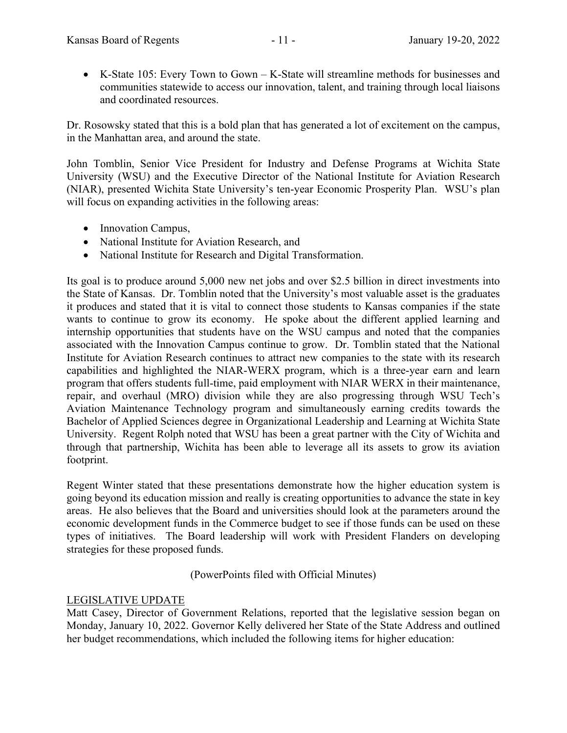- K-State 105: Every Town to Gown – K-State will streamline methods for businesses and communities statewide to access our innovation, talent, and training through local liaisons and coordinated resources.

Dr. Rosowsky stated that this is a bold plan that has generated a lot of excitement on the campus, in the Manhattan area, and around the state.

John Tomblin, Senior Vice President for Industry and Defense Programs at Wichita State University (WSU) and the Executive Director of the National Institute for Aviation Research (NIAR), presented Wichita State University's ten-year Economic Prosperity Plan. WSU's plan will focus on expanding activities in the following areas:

- Innovation Campus,
- National Institute for Aviation Research, and
- National Institute for Research and Digital Transformation.

Its goal is to produce around 5,000 new net jobs and over $2.5 billion in direct investments into the State of Kansas. Dr. Tomblin noted that the University's most valuable asset is the graduates it produces and stated that it is vital to connect those students to Kansas companies if the state wants to continue to grow its economy. He spoke about the different applied learning and internship opportunities that students have on the WSU campus and noted that the companies associated with the Innovation Campus continue to grow. Dr. Tomblin stated that the National Institute for Aviation Research continues to attract new companies to the state with its research capabilities and highlighted the NIAR-WERX program, which is a three-year earn and learn program that offers students full-time, paid employment with NIAR WERX in their maintenance, repair, and overhaul (MRO) division while they are also progressing through WSU Tech's Aviation Maintenance Technology program and simultaneously earning credits towards the Bachelor of Applied Sciences degree in Organizational Leadership and Learning at Wichita State University. Regent Rolph noted that WSU has been a great partner with the City of Wichita and through that partnership, Wichita has been able to leverage all its assets to grow its aviation footprint.

Regent Winter stated that these presentations demonstrate how the higher education system is going beyond its education mission and really is creating opportunities to advance the state in key areas. He also believes that the Board and universities should look at the parameters around the economic development funds in the Commerce budget to see if those funds can be used on these types of initiatives. The Board leadership will work with President Flanders on developing strategies for these proposed funds.

(PowerPoints filed with Official Minutes)

## LEGISLATIVE UPDATE

Matt Casey, Director of Government Relations, reported that the legislative session began on Monday, January 10, 2022. Governor Kelly delivered her State of the State Address and outlined her budget recommendations, which included the following items for higher education: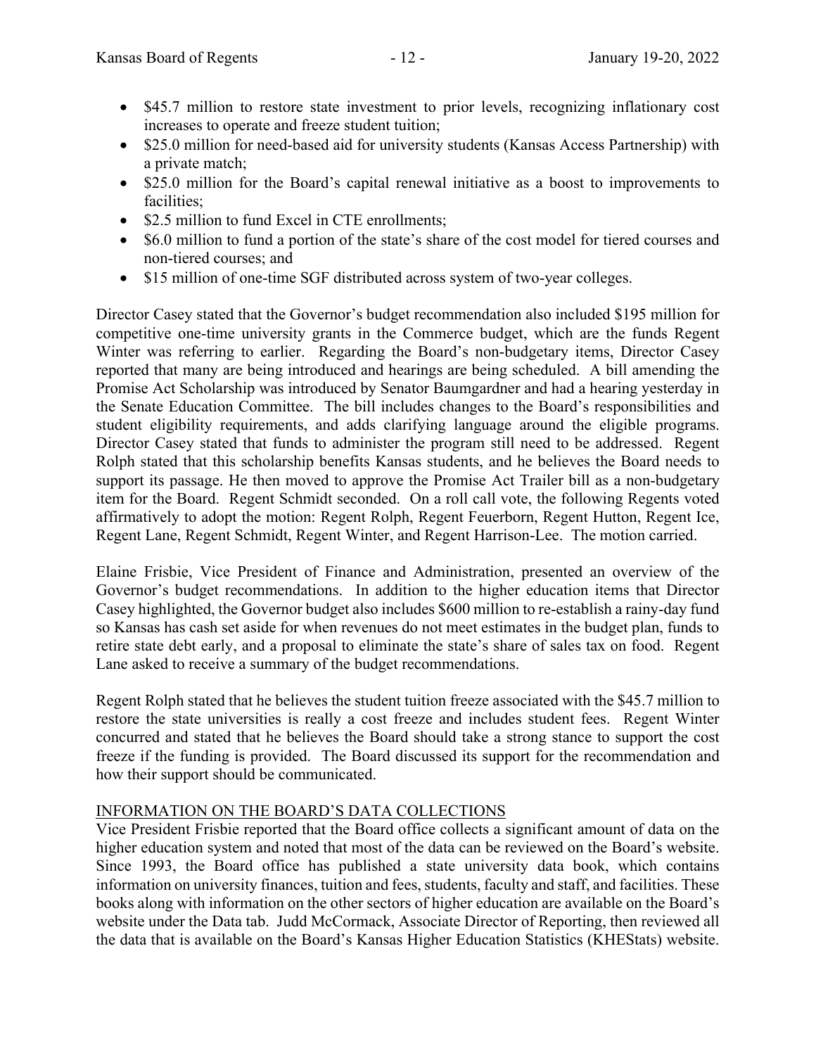- $45.7 million to restore state investment to prior levels, recognizing inflationary cost increases to operate and freeze student tuition;
- $25.0 million for need-based aid for university students (Kansas Access Partnership) with a private match;
- $25.0 million for the Board's capital renewal initiative as a boost to improvements to facilities;
- $2.5 million to fund Excel in CTE enrollments;
- $6.0 million to fund a portion of the state's share of the cost model for tiered courses and non-tiered courses; and
- $15 million of one-time SGF distributed across system of two-year colleges.

Director Casey stated that the Governor's budget recommendation also included $195 million for competitive one-time university grants in the Commerce budget, which are the funds Regent Winter was referring to earlier. Regarding the Board's non-budgetary items, Director Casey reported that many are being introduced and hearings are being scheduled. A bill amending the Promise Act Scholarship was introduced by Senator Baumgardner and had a hearing yesterday in the Senate Education Committee. The bill includes changes to the Board's responsibilities and student eligibility requirements, and adds clarifying language around the eligible programs. Director Casey stated that funds to administer the program still need to be addressed. Regent Rolph stated that this scholarship benefits Kansas students, and he believes the Board needs to support its passage. He then moved to approve the Promise Act Trailer bill as a non-budgetary item for the Board. Regent Schmidt seconded. On a roll call vote, the following Regents voted affirmatively to adopt the motion: Regent Rolph, Regent Feuerborn, Regent Hutton, Regent Ice, Regent Lane, Regent Schmidt, Regent Winter, and Regent Harrison-Lee. The motion carried.

Elaine Frisbie, Vice President of Finance and Administration, presented an overview of the Governor's budget recommendations. In addition to the higher education items that Director Casey highlighted, the Governor budget also includes $600 million to re-establish a rainy-day fund so Kansas has cash set aside for when revenues do not meet estimates in the budget plan, funds to retire state debt early, and a proposal to eliminate the state's share of sales tax on food. Regent Lane asked to receive a summary of the budget recommendations.

Regent Rolph stated that he believes the student tuition freeze associated with the $45.7 million to restore the state universities is really a cost freeze and includes student fees. Regent Winter concurred and stated that he believes the Board should take a strong stance to support the cost freeze if the funding is provided. The Board discussed its support for the recommendation and how their support should be communicated.

INFORMATION ON THE BOARD'S DATA COLLECTIONS

Vice President Frisbie reported that the Board office collects a significant amount of data on the higher education system and noted that most of the data can be reviewed on the Board's website. Since 1993, the Board office has published a state university data book, which contains information on university finances, tuition and fees, students, faculty and staff, and facilities. These books along with information on the other sectors of higher education are available on the Board's website under the Data tab. Judd McCormack, Associate Director of Reporting, then reviewed all the data that is available on the Board's Kansas Higher Education Statistics (KHEStats) website.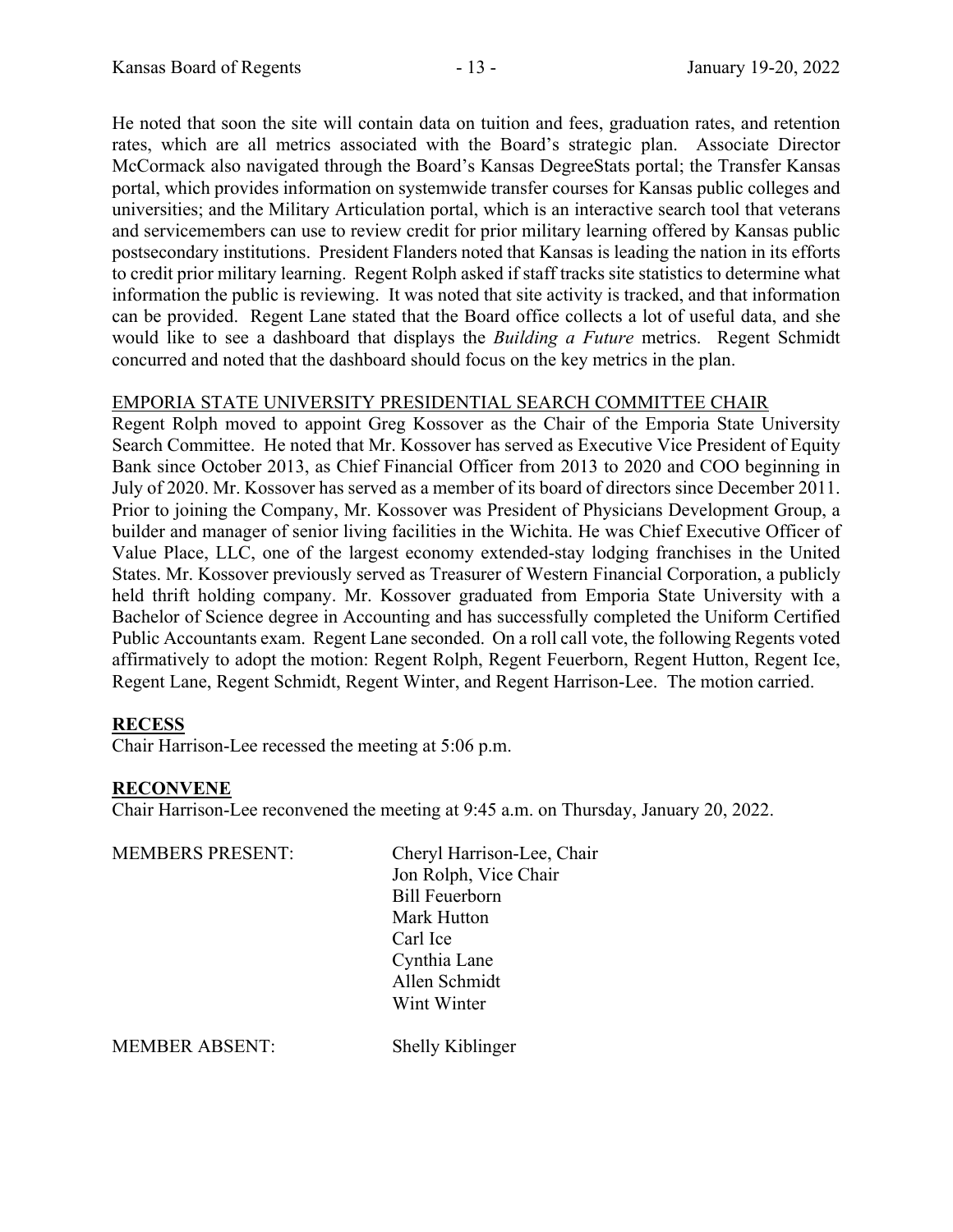He noted that soon the site will contain data on tuition and fees, graduation rates, and retention rates, which are all metrics associated with the Board's strategic plan. Associate Director McCormack also navigated through the Board's Kansas DegreeStats portal; the Transfer Kansas portal, which provides information on systemwide transfer courses for Kansas public colleges and universities; and the Military Articulation portal, which is an interactive search tool that veterans and servicemembers can use to review credit for prior military learning offered by Kansas public postsecondary institutions. President Flanders noted that Kansas is leading the nation in its efforts to credit prior military learning. Regent Rolph asked if staff tracks site statistics to determine what information the public is reviewing. It was noted that site activity is tracked, and that information can be provided. Regent Lane stated that the Board office collects a lot of useful data, and she would like to see a dashboard that displays the *Building a Future* metrics. Regent Schmidt concurred and noted that the dashboard should focus on the key metrics in the plan.

<u>EMPORIA STATE UNIVERSITY PRESIDENTIAL SEARCH COMMITTEE CHAIR</u>

Regent Rolph moved to appoint Greg Kossover as the Chair of the Emporia State University Search Committee. He noted that Mr. Kossover has served as Executive Vice President of Equity Bank since October 2013, as Chief Financial Officer from 2013 to 2020 and COO beginning in July of 2020. Mr. Kossover has served as a member of its board of directors since December 2011. Prior to joining the Company, Mr. Kossover was President of Physicians Development Group, a builder and manager of senior living facilities in the Wichita. He was Chief Executive Officer of Value Place, LLC, one of the largest economy extended-stay lodging franchises in the United States. Mr. Kossover previously served as Treasurer of Western Financial Corporation, a publicly held thrift holding company. Mr. Kossover graduated from Emporia State University with a Bachelor of Science degree in Accounting and has successfully completed the Uniform Certified Public Accountants exam. Regent Lane seconded. On a roll call vote, the following Regents voted affirmatively to adopt the motion: Regent Rolph, Regent Feuerborn, Regent Hutton, Regent Ice, Regent Lane, Regent Schmidt, Regent Winter, and Regent Harrison-Lee. The motion carried.

**<u>RECESS</u>**

Chair Harrison-Lee recessed the meeting at 5:06 p.m.

**<u>RECONVENE</u>**

Chair Harrison-Lee reconvened the meeting at 9:45 a.m. on Thursday, January 20, 2022.

MEMBERS PRESENT: Cheryl Harrison-Lee, Chair
Jon Rolph, Vice Chair
Bill Feuerborn
Mark Hutton
Carl Ice
Cynthia Lane
Allen Schmidt
Wint Winter

MEMBER ABSENT: Shelly Kiblinger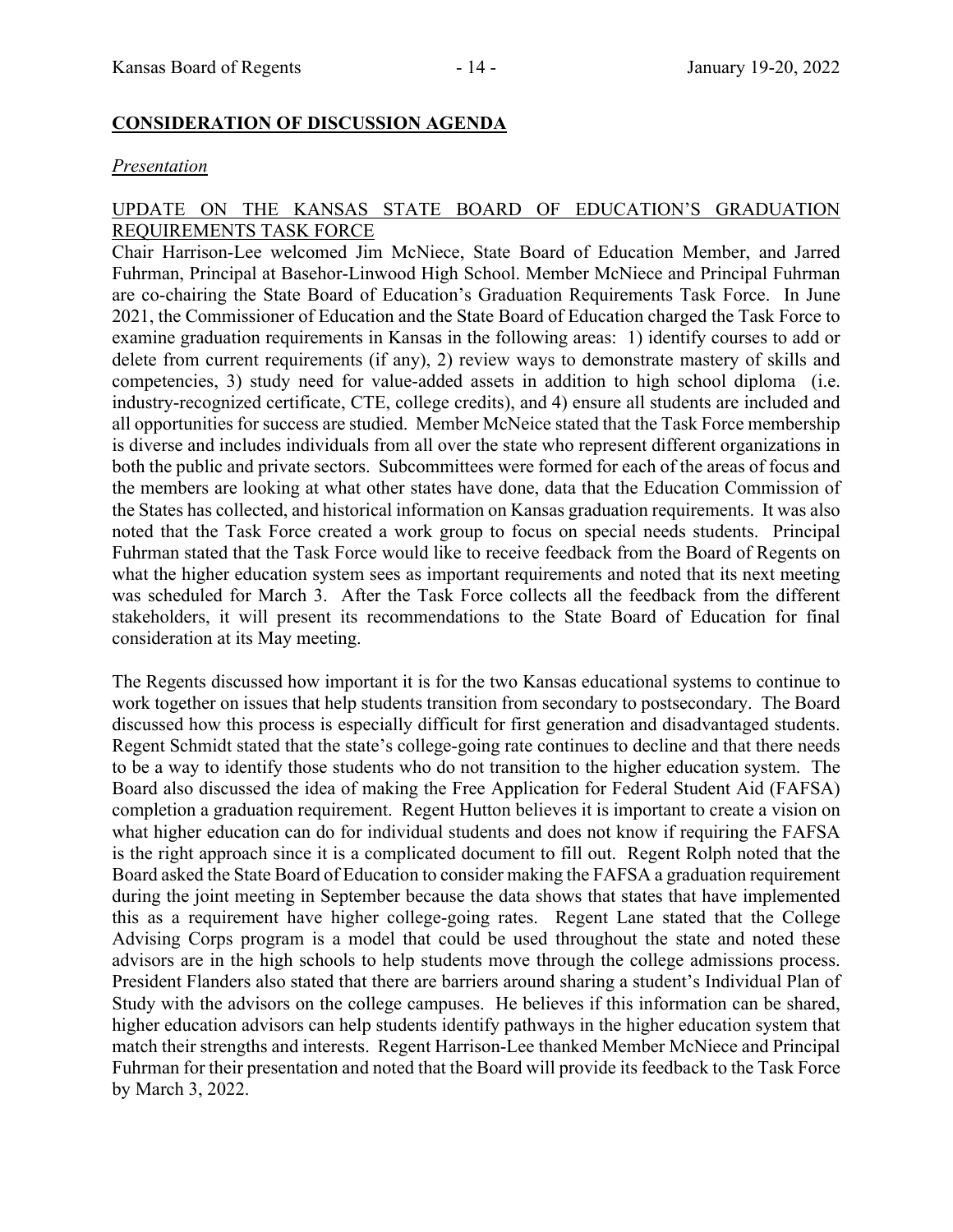**CONSIDERATION OF DISCUSSION AGENDA**

*Presentation*

UPDATE ON THE KANSAS STATE BOARD OF EDUCATION'S GRADUATION REQUIREMENTS TASK FORCE

Chair Harrison-Lee welcomed Jim McNiece, State Board of Education Member, and Jarred Fuhrman, Principal at Basehor-Linwood High School. Member McNiece and Principal Fuhrman are co-chairing the State Board of Education's Graduation Requirements Task Force. In June 2021, the Commissioner of Education and the State Board of Education charged the Task Force to examine graduation requirements in Kansas in the following areas: 1) identify courses to add or delete from current requirements (if any), 2) review ways to demonstrate mastery of skills and competencies, 3) study need for value-added assets in addition to high school diploma (i.e. industry-recognized certificate, CTE, college credits), and 4) ensure all students are included and all opportunities for success are studied. Member McNeice stated that the Task Force membership is diverse and includes individuals from all over the state who represent different organizations in both the public and private sectors. Subcommittees were formed for each of the areas of focus and the members are looking at what other states have done, data that the Education Commission of the States has collected, and historical information on Kansas graduation requirements. It was also noted that the Task Force created a work group to focus on special needs students. Principal Fuhrman stated that the Task Force would like to receive feedback from the Board of Regents on what the higher education system sees as important requirements and noted that its next meeting was scheduled for March 3. After the Task Force collects all the feedback from the different stakeholders, it will present its recommendations to the State Board of Education for final consideration at its May meeting.

The Regents discussed how important it is for the two Kansas educational systems to continue to work together on issues that help students transition from secondary to postsecondary. The Board discussed how this process is especially difficult for first generation and disadvantaged students. Regent Schmidt stated that the state's college-going rate continues to decline and that there needs to be a way to identify those students who do not transition to the higher education system. The Board also discussed the idea of making the Free Application for Federal Student Aid (FAFSA) completion a graduation requirement. Regent Hutton believes it is important to create a vision on what higher education can do for individual students and does not know if requiring the FAFSA is the right approach since it is a complicated document to fill out. Regent Rolph noted that the Board asked the State Board of Education to consider making the FAFSA a graduation requirement during the joint meeting in September because the data shows that states that have implemented this as a requirement have higher college-going rates. Regent Lane stated that the College Advising Corps program is a model that could be used throughout the state and noted these advisors are in the high schools to help students move through the college admissions process. President Flanders also stated that there are barriers around sharing a student's Individual Plan of Study with the advisors on the college campuses. He believes if this information can be shared, higher education advisors can help students identify pathways in the higher education system that match their strengths and interests. Regent Harrison-Lee thanked Member McNiece and Principal Fuhrman for their presentation and noted that the Board will provide its feedback to the Task Force by March 3, 2022.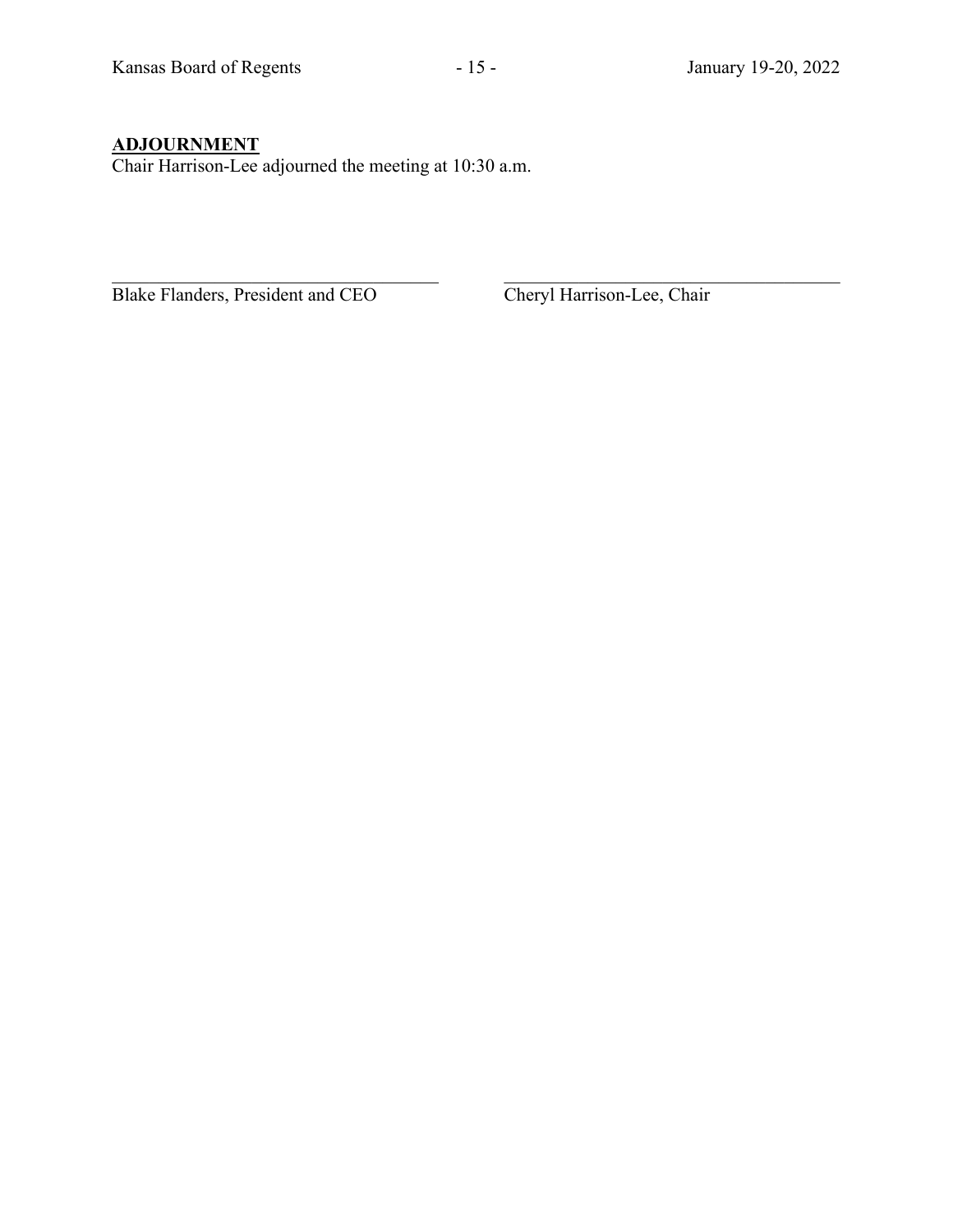**ADJOURNMENT**
Chair Harrison-Lee adjourned the meeting at 10:30 a.m.

| | |
|---|---|
| \_\_\_\_\_\_\_\_\_\_\_\_\_\_\_\_\_\_\_\_\_\_\_\_\_\_\_\_\_\_\_\_\_\_\_\_ | \_\_\_\_\_\_\_\_\_\_\_\_\_\_\_\_\_\_\_\_\_\_\_\_\_\_\_\_\_\_\_\_\_\_\_\_ |
| Blake Flanders, President and CEO | Cheryl Harrison-Lee, Chair |